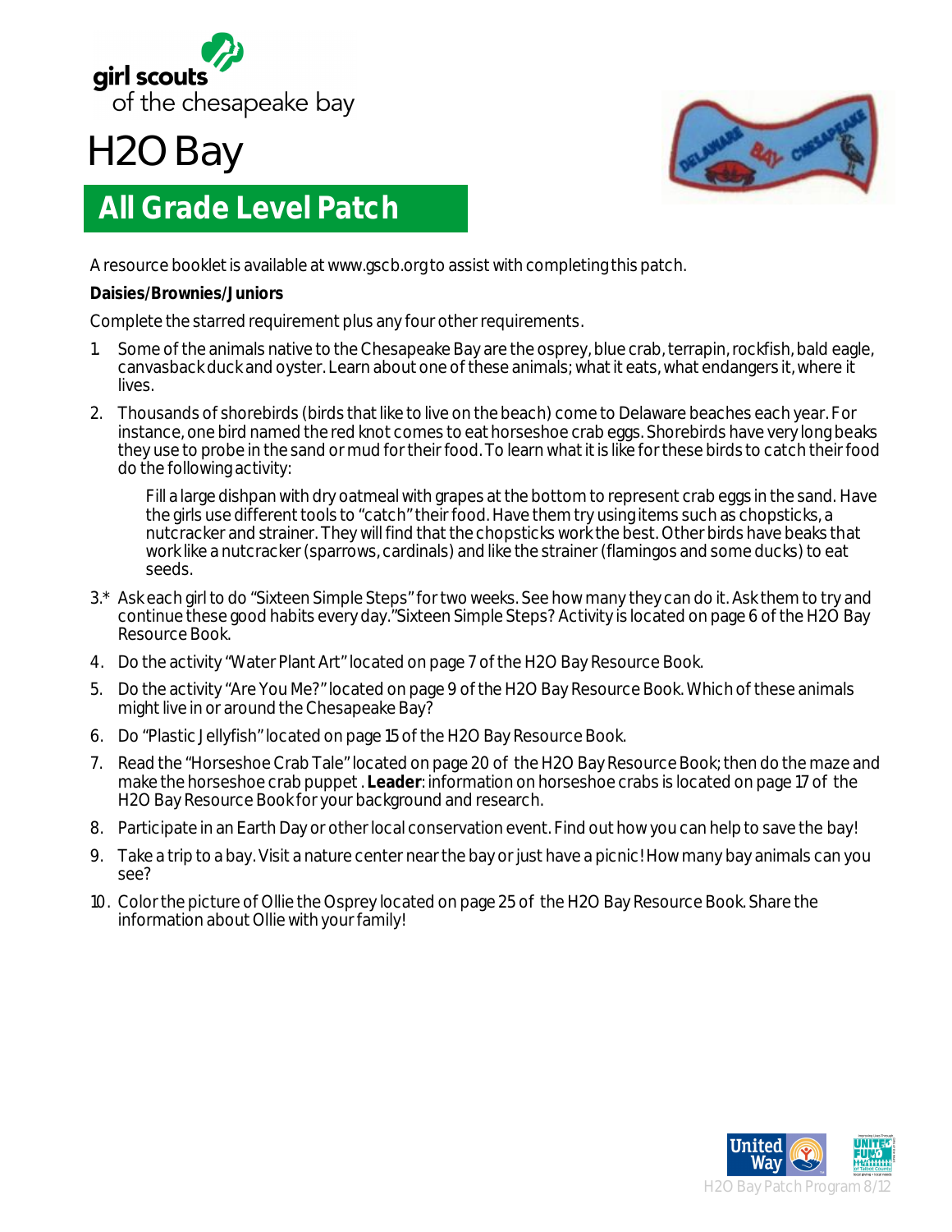girl scouts of the chesapeake bay

# H2O Bay

## All Grade Level Patch

A resource booklet is available at www.gscb.org to assist with completing this patch.

**Daisies/Brownies/Juniors**

Complete the starred requirement plus any four other requirements.

1. Some of the animals native to the Chesapeake Bay are the osprey, blue crab, terrapin, rockfish, bald eagle, canvasback duck and oyster. Learn about one of these animals; what it eats, what endangers it, where it lives.
2. Thousands of shorebirds (birds that like to live on the beach) come to Delaware beaches each year. For instance, one bird named the red knot comes to eat horseshoe crab eggs. Shorebirds have very long beaks they use to probe in the sand or mud for their food. To learn what it is like for these birds to catch their food do the following activity:

   Fill a large dishpan with dry oatmeal with grapes at the bottom to represent crab eggs in the sand. Have the girls use different tools to "catch" their food. Have them try using items such as chopsticks, a nutcracker and strainer. They will find that the chopsticks work the best. Other birds have beaks that work like a nutcracker (sparrows, cardinals) and like the strainer (flamingos and some ducks) to eat seeds.

3.* Ask each girl to do "Sixteen Simple Steps" for two weeks. See how many they can do it. Ask them to try and continue these good habits every day."Sixteen Simple Steps? Activity is located on page 6 of the H2O Bay Resource Book.

4. Do the activity "Water Plant Art" located on page 7 of the H2O Bay Resource Book.
5. Do the activity "Are You Me?" located on page 9 of the H2O Bay Resource Book. Which of these animals might live in or around the Chesapeake Bay?
6. Do "Plastic Jellyfish" located on page 15 of the H2O Bay Resource Book.
7. Read the "Horseshoe Crab Tale" located on page 20 of the H2O Bay Resource Book; then do the maze and make the horseshoe crab puppet. **Leader**: information on horseshoe crabs is located on page 17 of the H2O Bay Resource Book for your background and research.
8. Participate in an Earth Day or other local conservation event. Find out how you can help to save the bay!
9. Take a trip to a bay. Visit a nature center near the bay or just have a picnic! How many bay animals can you see?
10. Color the picture of Ollie the Osprey located on page 25 of the H2O Bay Resource Book. Share the information about Ollie with your family!

H2O Bay Patch Program 8/12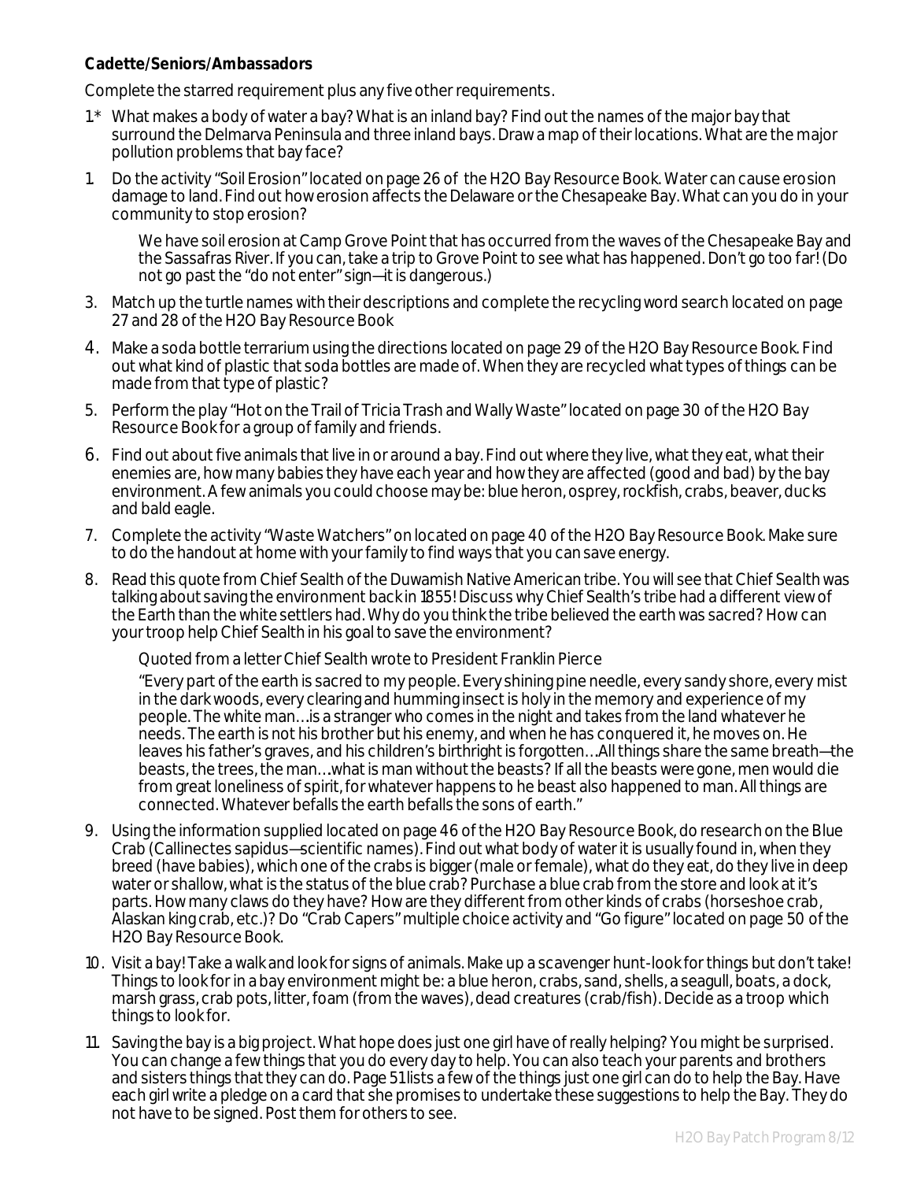**Cadette/Seniors/Ambassadors**

Complete the starred requirement plus any five other requirements.

1.* What makes a body of water a bay? What is an inland bay? Find out the names of the major bay that surround the Delmarva Peninsula and three inland bays. Draw a map of their locations. What are the major pollution problems that bay face?

1. Do the activity "Soil Erosion" located on page 26 of the H2O Bay Resource Book. Water can cause erosion damage to land. Find out how erosion affects the Delaware or the Chesapeake Bay. What can you do in your community to stop erosion?

   We have soil erosion at Camp Grove Point that has occurred from the waves of the Chesapeake Bay and the Sassafras River. If you can, take a trip to Grove Point to see what has happened. Don't go too far! (Do not go past the "do not enter" sign—it is dangerous.)

3. Match up the turtle names with their descriptions and complete the recycling word search located on page 27 and 28 of the H2O Bay Resource Book

4. Make a soda bottle terrarium using the directions located on page 29 of the H2O Bay Resource Book. Find out what kind of plastic that soda bottles are made of. When they are recycled what types of things can be made from that type of plastic?

5. Perform the play "Hot on the Trail of Tricia Trash and Wally Waste" located on page 30 of the H2O Bay Resource Book for a group of family and friends.

6. Find out about five animals that live in or around a bay. Find out where they live, what they eat, what their enemies are, how many babies they have each year and how they are affected (good and bad) by the bay environment. A few animals you could choose may be: blue heron, osprey, rockfish, crabs, beaver, ducks and bald eagle.

7. Complete the activity "Waste Watchers" on located on page 40 of the H2O Bay Resource Book. Make sure to do the handout at home with your family to find ways that you can save energy.

8. Read this quote from Chief Sealth of the Duwamish Native American tribe. You will see that Chief Sealth was talking about saving the environment back in 1855! Discuss why Chief Sealth's tribe had a different view of the Earth than the white settlers had. Why do you think the tribe believed the earth was sacred? How can your troop help Chief Sealth in his goal to save the environment?

   Quoted from a letter Chief Sealth wrote to President Franklin Pierce

   "Every part of the earth is sacred to my people. Every shining pine needle, every sandy shore, every mist in the dark woods, every clearing and humming insect is holy in the memory and experience of my people. The white man…is a stranger who comes in the night and takes from the land whatever he needs. The earth is not his brother but his enemy, and when he has conquered it, he moves on. He leaves his father's graves, and his children's birthright is forgotten…All things share the same breath—the beasts, the trees, the man…what is man without the beasts? If all the beasts were gone, men would die from great loneliness of spirit, for whatever happens to he beast also happened to man. All things are connected. Whatever befalls the earth befalls the sons of earth."

9. Using the information supplied located on page 46 of the H2O Bay Resource Book, do research on the Blue Crab (Callinectes sapidus—scientific names). Find out what body of water it is usually found in, when they breed (have babies), which one of the crabs is bigger (male or female), what do they eat, do they live in deep water or shallow, what is the status of the blue crab? Purchase a blue crab from the store and look at it's parts. How many claws do they have? How are they different from other kinds of crabs (horseshoe crab, Alaskan king crab, etc.)? Do "Crab Capers" multiple choice activity and "Go figure" located on page 50 of the H2O Bay Resource Book.

10. Visit a bay! Take a walk and look for signs of animals. Make up a scavenger hunt-look for things but don't take! Things to look for in a bay environment might be: a blue heron, crabs, sand, shells, a seagull, boats, a dock, marsh grass, crab pots, litter, foam (from the waves), dead creatures (crab/fish). Decide as a troop which things to look for.

11. Saving the bay is a big project. What hope does just one girl have of really helping? You might be surprised. You can change a few things that you do every day to help. You can also teach your parents and brothers and sisters things that they can do. Page 51 lists a few of the things just one girl can do to help the Bay. Have each girl write a pledge on a card that she promises to undertake these suggestions to help the Bay. They do not have to be signed. Post them for others to see.